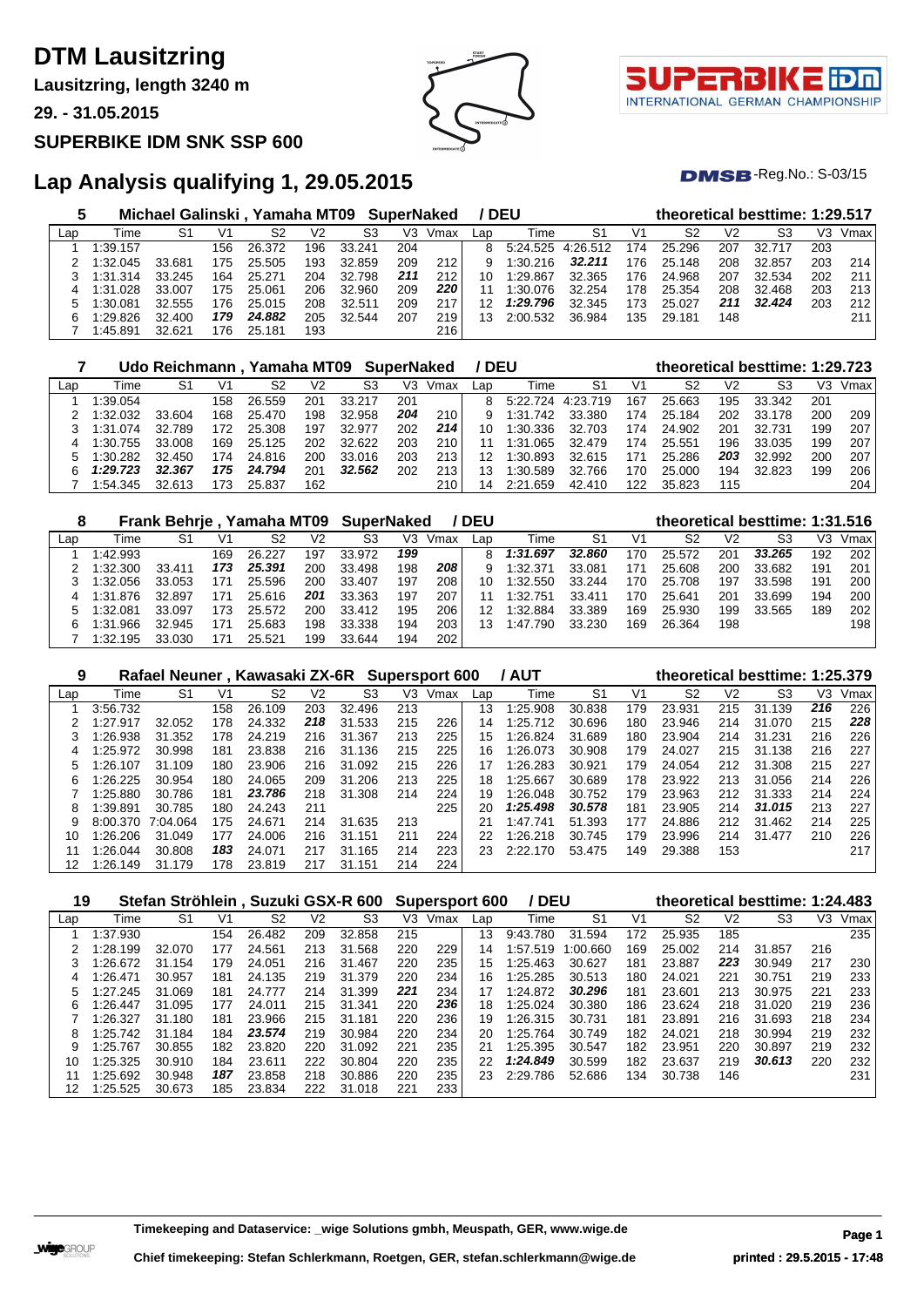# DTM Lausitzring

**Lausitzring, length 3240 m**

**29. - 31.05.2015**

**SUPERBIKE IDM SNK SSP 600**

## Lap Analysis qualifying 1, 29.05.2015

DMSB-Reg.No.: S-03/15

### 5 Michael Galinski , Yamaha MT09 SuperNaked / DEU — theoretical besttime: 1:29.517

| Lap | Time | S1 | V1 | S2 | V2 | S3 | V3 | Vmax | Lap | Time | S1 | V1 | S2 | V2 | S3 | V3 | Vmax |
|---|---|---|---|---|---|---|---|---|---|---|---|---|---|---|---|---|---|
| 1 | 1:39.157 | | 156 | 26.372 | 196 | 33.241 | 204 | | 8 | 5:24.525 | 4:26.512 | 174 | 25.296 | 207 | 32.717 | 203 | |
| 2 | 1:32.045 | 33.681 | 175 | 25.505 | 193 | 32.859 | 209 | 212 | 9 | 1:30.216 | ***32.211*** | 176 | 25.148 | 208 | 32.857 | 203 | 214 |
| 3 | 1:31.314 | 33.245 | 164 | 25.271 | 204 | 32.798 | ***211*** | 212 | 10 | 1:29.867 | 32.365 | 176 | 24.968 | 207 | 32.534 | 202 | 211 |
| 4 | 1:31.028 | 33.007 | 175 | 25.061 | 206 | 32.960 | 209 | ***220*** | 11 | 1:30.076 | 32.254 | 178 | 25.354 | 208 | 32.468 | 203 | 213 |
| 5 | 1:30.081 | 32.555 | 176 | 25.015 | 208 | 32.511 | 209 | 217 | 12 | ***1:29.796*** | 32.345 | 173 | 25.027 | ***211*** | ***32.424*** | 203 | 212 |
| 6 | 1:29.826 | 32.400 | ***179*** | ***24.882*** | 205 | 32.544 | 207 | 219 | 13 | 2:00.532 | 36.984 | 135 | 29.181 | 148 | | | 211 |
| 7 | 1:45.891 | 32.621 | 176 | 25.181 | 193 | | | 216 | | | | | | | | | |

### 7 Udo Reichmann , Yamaha MT09 SuperNaked / DEU — theoretical besttime: 1:29.723

| Lap | Time | S1 | V1 | S2 | V2 | S3 | V3 | Vmax | Lap | Time | S1 | V1 | S2 | V2 | S3 | V3 | Vmax |
|---|---|---|---|---|---|---|---|---|---|---|---|---|---|---|---|---|---|
| 1 | 1:39.054 | | 158 | 26.559 | 201 | 33.217 | 201 | | 8 | 5:22.724 | 4:23.719 | 167 | 25.663 | 195 | 33.342 | 201 | |
| 2 | 1:32.032 | 33.604 | 168 | 25.470 | 198 | 32.958 | ***204*** | 210 | 9 | 1:31.742 | 33.380 | 174 | 25.184 | 202 | 33.178 | 200 | 209 |
| 3 | 1:31.074 | 32.789 | 172 | 25.308 | 197 | 32.977 | 202 | ***214*** | 10 | 1:30.336 | 32.703 | 174 | 24.902 | 201 | 32.731 | 199 | 207 |
| 4 | 1:30.755 | 33.008 | 169 | 25.125 | 202 | 32.622 | 203 | 210 | 11 | 1:31.065 | 32.479 | 174 | 25.551 | 196 | 33.035 | 199 | 207 |
| 5 | 1:30.282 | 32.450 | 174 | 24.816 | 200 | 33.016 | 203 | 213 | 12 | 1:30.893 | 32.615 | 171 | 25.286 | ***203*** | 32.992 | 200 | 207 |
| 6 | ***1:29.723*** | ***32.367*** | ***175*** | ***24.794*** | 201 | ***32.562*** | 202 | 213 | 13 | 1:30.589 | 32.766 | 170 | 25.000 | 194 | 32.823 | 199 | 206 |
| 7 | 1:54.345 | 32.613 | 173 | 25.837 | 162 | | | 210 | 14 | 2:21.659 | 42.410 | 122 | 35.823 | 115 | | | 204 |

### 8 Frank Behrje , Yamaha MT09 SuperNaked / DEU — theoretical besttime: 1:31.516

| Lap | Time | S1 | V1 | S2 | V2 | S3 | V3 | Vmax | Lap | Time | S1 | V1 | S2 | V2 | S3 | V3 | Vmax |
|---|---|---|---|---|---|---|---|---|---|---|---|---|---|---|---|---|---|
| 1 | 1:42.993 | | 169 | 26.227 | 197 | 33.972 | ***199*** | | 8 | ***1:31.697*** | ***32.860*** | 170 | 25.572 | 201 | ***33.265*** | 192 | 202 |
| 2 | 1:32.300 | 33.411 | ***173*** | ***25.391*** | 200 | 33.498 | 198 | ***208*** | 9 | 1:32.371 | 33.081 | 171 | 25.608 | 200 | 33.682 | 191 | 201 |
| 3 | 1:32.056 | 33.053 | 171 | 25.596 | 200 | 33.407 | 197 | 208 | 10 | 1:32.550 | 33.244 | 170 | 25.708 | 197 | 33.598 | 191 | 200 |
| 4 | 1:31.876 | 32.897 | 171 | 25.616 | ***201*** | 33.363 | 197 | 207 | 11 | 1:32.751 | 33.411 | 170 | 25.641 | 201 | 33.699 | 194 | 200 |
| 5 | 1:32.081 | 33.097 | 173 | 25.572 | 200 | 33.412 | 195 | 206 | 12 | 1:32.884 | 33.389 | 169 | 25.930 | 199 | 33.565 | 189 | 202 |
| 6 | 1:31.966 | 32.945 | 171 | 25.683 | 198 | 33.338 | 194 | 203 | 13 | 1:47.790 | 33.230 | 169 | 26.364 | 198 | | | 198 |
| 7 | 1:32.195 | 33.030 | 171 | 25.521 | 199 | 33.644 | 194 | 202 | | | | | | | | | |

### 9 Rafael Neuner , Kawasaki ZX-6R Supersport 600 / AUT — theoretical besttime: 1:25.379

| Lap | Time | S1 | V1 | S2 | V2 | S3 | V3 | Vmax | Lap | Time | S1 | V1 | S2 | V2 | S3 | V3 | Vmax |
|---|---|---|---|---|---|---|---|---|---|---|---|---|---|---|---|---|---|
| 1 | 3:56.732 | | 158 | 26.109 | 203 | 32.496 | 213 | | 13 | 1:25.908 | 30.838 | 179 | 23.931 | 215 | 31.139 | ***216*** | 226 |
| 2 | 1:27.917 | 32.052 | 178 | 24.332 | ***218*** | 31.533 | 215 | 226 | 14 | 1:25.712 | 30.696 | 180 | 23.946 | 214 | 31.070 | 215 | ***228*** |
| 3 | 1:26.938 | 31.352 | 178 | 24.219 | 216 | 31.367 | 213 | 225 | 15 | 1:25.824 | 31.689 | 180 | 23.904 | 214 | 31.231 | 216 | 226 |
| 4 | 1:25.972 | 30.998 | 181 | 23.838 | 216 | 31.136 | 215 | 225 | 16 | 1:26.073 | 30.908 | 179 | 24.027 | 215 | 31.138 | 216 | 227 |
| 5 | 1:26.107 | 31.109 | 180 | 23.906 | 216 | 31.092 | 215 | 226 | 17 | 1:26.283 | 30.921 | 179 | 24.054 | 212 | 31.308 | 215 | 227 |
| 6 | 1:26.225 | 30.954 | 180 | 24.065 | 209 | 31.206 | 213 | 225 | 18 | 1:25.667 | 30.689 | 178 | 23.922 | 213 | 31.056 | 214 | 226 |
| 7 | 1:25.880 | 30.786 | 181 | ***23.786*** | 218 | 31.308 | 214 | 224 | 19 | 1:26.048 | 30.752 | 179 | 23.963 | 212 | 31.333 | 214 | 224 |
| 8 | 1:39.891 | 30.785 | 180 | 24.243 | 211 | | | 225 | 20 | ***1:25.498*** | ***30.578*** | 181 | 23.905 | 214 | ***31.015*** | 213 | 227 |
| 9 | 8:00.370 | 7:04.064 | 175 | 24.671 | 214 | 31.635 | 213 | | 21 | 1:47.741 | 51.393 | 177 | 24.886 | 212 | 31.462 | 214 | 225 |
| 10 | 1:26.206 | 31.049 | 177 | 24.006 | 216 | 31.151 | 211 | 224 | 22 | 1:26.218 | 30.745 | 179 | 23.996 | 214 | 31.477 | 210 | 226 |
| 11 | 1:26.044 | 30.808 | ***183*** | 24.071 | 217 | 31.165 | 214 | 223 | 23 | 2:22.170 | 53.475 | 149 | 29.388 | 153 | | | 217 |
| 12 | 1:26.149 | 31.179 | 178 | 23.819 | 217 | 31.151 | 214 | 224 | | | | | | | | | |

### 19 Stefan Ströhlein , Suzuki GSX-R 600 Supersport 600 / DEU — theoretical besttime: 1:24.483

| Lap | Time | S1 | V1 | S2 | V2 | S3 | V3 | Vmax | Lap | Time | S1 | V1 | S2 | V2 | S3 | V3 | Vmax |
|---|---|---|---|---|---|---|---|---|---|---|---|---|---|---|---|---|---|
| 1 | 1:37.930 | | 154 | 26.482 | 209 | 32.858 | 215 | | 13 | 9:43.780 | 31.594 | 172 | 25.935 | 185 | | | 235 |
| 2 | 1:28.199 | 32.070 | 177 | 24.561 | 213 | 31.568 | 220 | 229 | 14 | 1:57.519 | 1:00.660 | 169 | 25.002 | 214 | 31.857 | 216 | |
| 3 | 1:26.672 | 31.154 | 179 | 24.051 | 216 | 31.467 | 220 | 235 | 15 | 1:25.463 | 30.627 | 181 | 23.887 | ***223*** | 30.949 | 217 | 230 |
| 4 | 1:26.471 | 30.957 | 181 | 24.135 | 219 | 31.379 | 220 | 234 | 16 | 1:25.285 | 30.513 | 180 | 24.021 | 221 | 30.751 | 219 | 233 |
| 5 | 1:27.245 | 31.069 | 181 | 24.777 | 214 | 31.399 | ***221*** | 234 | 17 | 1:24.872 | ***30.296*** | 181 | 23.601 | 213 | 30.975 | 221 | 233 |
| 6 | 1:26.447 | 31.095 | 177 | 24.011 | 215 | 31.341 | 220 | ***236*** | 18 | 1:25.024 | 30.380 | 186 | 23.624 | 218 | 31.020 | 219 | 236 |
| 7 | 1:26.327 | 31.180 | 181 | 23.966 | 215 | 31.181 | 220 | 236 | 19 | 1:26.315 | 30.731 | 181 | 23.891 | 216 | 31.693 | 218 | 234 |
| 8 | 1:25.742 | 31.184 | 184 | ***23.574*** | 219 | 30.984 | 220 | 234 | 20 | 1:25.764 | 30.749 | 182 | 24.021 | 218 | 30.994 | 219 | 232 |
| 9 | 1:25.767 | 30.855 | 182 | 23.820 | 220 | 31.092 | 221 | 235 | 21 | 1:25.395 | 30.547 | 182 | 23.951 | 220 | 30.897 | 219 | 232 |
| 10 | 1:25.325 | 30.910 | 184 | 23.611 | 222 | 30.804 | 220 | 235 | 22 | ***1:24.849*** | 30.599 | 182 | 23.637 | 219 | ***30.613*** | 220 | 232 |
| 11 | 1:25.692 | 30.948 | ***187*** | 23.858 | 218 | 30.886 | 220 | 235 | 23 | 2:29.786 | 52.686 | 134 | 30.738 | 146 | | | 231 |
| 12 | 1:25.525 | 30.673 | 185 | 23.834 | 222 | 31.018 | 221 | 233 | | | | | | | | | |

**Timekeeping and Dataservice: _wige Solutions gmbh, Meuspath, GER, www.wige.de**

**Chief timekeeping: Stefan Schlerkmann, Roetgen, GER, stefan.schlerkmann@wige.de**

**printed : 29.5.2015 - 17:48**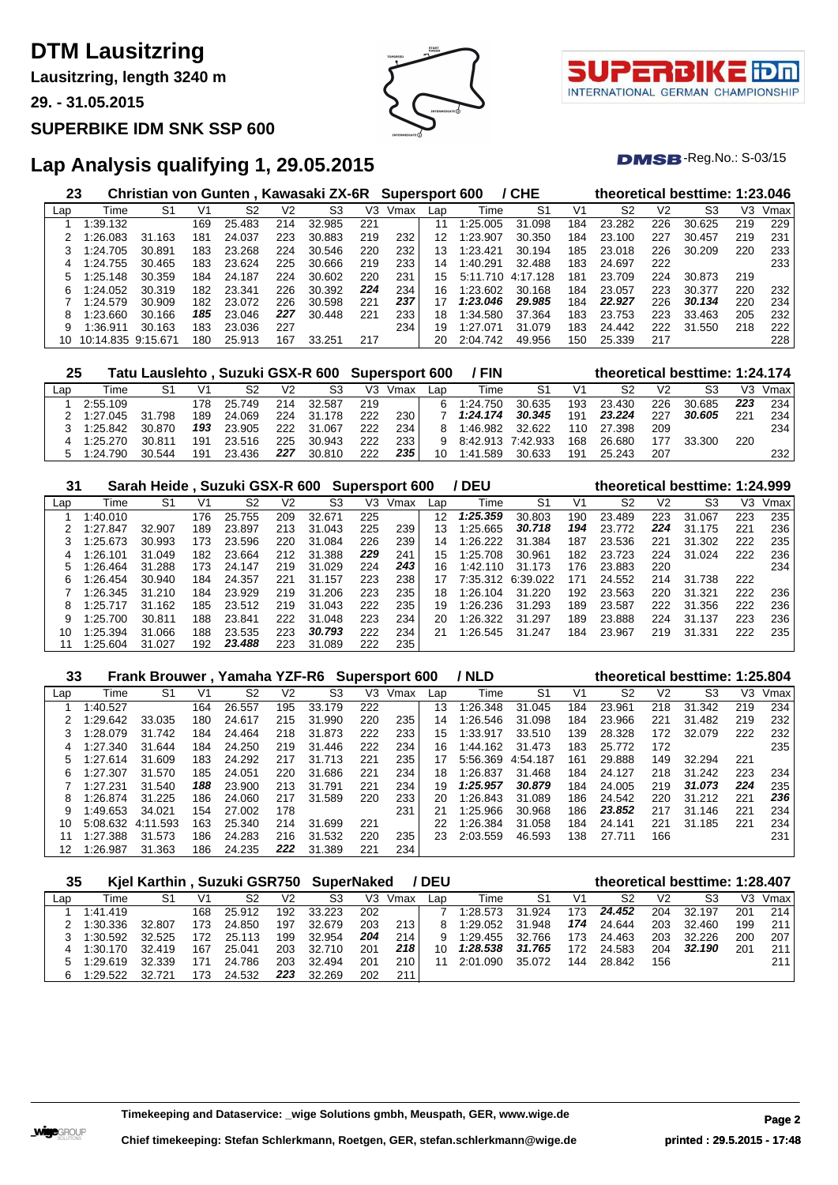# DTM Lausitzring

**Lausitzring, length 3240 m**

**29. - 31.05.2015**

**SUPERBIKE IDM SNK SSP 600**

## Lap Analysis qualifying 1, 29.05.2015

DMSB-Reg.No.: S-03/15

### 23 Christian von Gunten , Kawasaki ZX-6R Supersport 600 / CHE — theoretical besttime: 1:23.046

| Lap | Time | S1 | V1 | S2 | V2 | S3 | V3 | Vmax | Lap | Time | S1 | V1 | S2 | V2 | S3 | V3 | Vmax |
|---|---|---|---|---|---|---|---|---|---|---|---|---|---|---|---|---|---|
| 1 | 1:39.132 | | 169 | 25.483 | 214 | 32.985 | 221 | | 11 | 1:25.005 | 31.098 | 184 | 23.282 | 226 | 30.625 | 219 | 229 |
| 2 | 1:26.083 | 31.163 | 181 | 24.037 | 223 | 30.883 | 219 | 232 | 12 | 1:23.907 | 30.350 | 184 | 23.100 | 227 | 30.457 | 219 | 231 |
| 3 | 1:24.705 | 30.891 | 183 | 23.268 | 224 | 30.546 | 220 | 232 | 13 | 1:23.421 | 30.194 | 185 | 23.018 | 226 | 30.209 | 220 | 233 |
| 4 | 1:24.755 | 30.465 | 183 | 23.624 | 225 | 30.666 | 219 | 233 | 14 | 1:40.291 | 32.488 | 183 | 24.697 | 222 | | | 233 |
| 5 | 1:25.148 | 30.359 | 184 | 24.187 | 224 | 30.602 | 220 | 231 | 15 | 5:11.710 | 4:17.128 | 181 | 23.709 | 224 | 30.873 | 219 | |
| 6 | 1:24.052 | 30.319 | 182 | 23.341 | 226 | 30.392 | ***224*** | 234 | 16 | 1:23.602 | 30.168 | 184 | 23.057 | 223 | 30.377 | 220 | 232 |
| 7 | 1:24.579 | 30.909 | 182 | 23.072 | 226 | 30.598 | 221 | ***237*** | 17 | ***1:23.046*** | ***29.985*** | 184 | ***22.927*** | 226 | ***30.134*** | 220 | 234 |
| 8 | 1:23.660 | 30.166 | ***185*** | 23.046 | ***227*** | 30.448 | 221 | 233 | 18 | 1:34.580 | 37.364 | 183 | 23.753 | 223 | 33.463 | 205 | 232 |
| 9 | 1:36.911 | 30.163 | 183 | 23.036 | 227 | | | 234 | 19 | 1:27.071 | 31.079 | 183 | 24.442 | 222 | 31.550 | 218 | 222 |
| 10 | 10:14.835 | 9:15.671 | 180 | 25.913 | 167 | 33.251 | 217 | | 20 | 2:04.742 | 49.956 | 150 | 25.339 | 217 | | | 228 |

### 25 Tatu Lauslehto , Suzuki GSX-R 600 Supersport 600 / FIN — theoretical besttime: 1:24.174

| Lap | Time | S1 | V1 | S2 | V2 | S3 | V3 | Vmax | Lap | Time | S1 | V1 | S2 | V2 | S3 | V3 | Vmax |
|---|---|---|---|---|---|---|---|---|---|---|---|---|---|---|---|---|---|
| 1 | 2:55.109 | | 178 | 25.749 | 214 | 32.587 | 219 | | 6 | 1:24.750 | 30.635 | 193 | 23.430 | 226 | 30.685 | ***223*** | 234 |
| 2 | 1:27.045 | 31.798 | 189 | 24.069 | 224 | 31.178 | 222 | 230 | 7 | ***1:24.174*** | ***30.345*** | 191 | ***23.224*** | 227 | ***30.605*** | 221 | 234 |
| 3 | 1:25.842 | 30.870 | ***193*** | 23.905 | 222 | 31.067 | 222 | 234 | 8 | 1:46.982 | 32.622 | 110 | 27.398 | 209 | | | 234 |
| 4 | 1:25.270 | 30.811 | 191 | 23.516 | 225 | 30.943 | 222 | 233 | 9 | 8:42.913 | 7:42.933 | 168 | 26.680 | 177 | 33.300 | 220 | |
| 5 | 1:24.790 | 30.544 | 191 | 23.436 | ***227*** | 30.810 | 222 | ***235*** | 10 | 1:41.589 | 30.633 | 191 | 25.243 | 207 | | | 232 |

### 31 Sarah Heide , Suzuki GSX-R 600 Supersport 600 / DEU — theoretical besttime: 1:24.999

| Lap | Time | S1 | V1 | S2 | V2 | S3 | V3 | Vmax | Lap | Time | S1 | V1 | S2 | V2 | S3 | V3 | Vmax |
|---|---|---|---|---|---|---|---|---|---|---|---|---|---|---|---|---|---|
| 1 | 1:40.010 | | 176 | 25.755 | 209 | 32.671 | 225 | | 12 | ***1:25.359*** | 30.803 | 190 | 23.489 | 223 | 31.067 | 223 | 235 |
| 2 | 1:27.847 | 32.907 | 189 | 23.897 | 213 | 31.043 | 225 | 239 | 13 | 1:25.665 | ***30.718*** | ***194*** | 23.772 | ***224*** | 31.175 | 221 | 236 |
| 3 | 1:25.673 | 30.993 | 173 | 23.596 | 220 | 31.084 | 226 | 239 | 14 | 1:26.222 | 31.384 | 187 | 23.536 | 221 | 31.302 | 222 | 235 |
| 4 | 1:26.101 | 31.049 | 182 | 23.664 | 212 | 31.388 | ***229*** | 241 | 15 | 1:25.708 | 30.961 | 182 | 23.723 | 224 | 31.024 | 222 | 236 |
| 5 | 1:26.464 | 31.288 | 173 | 24.147 | 219 | 31.029 | 224 | ***243*** | 16 | 1:42.110 | 31.173 | 176 | 23.883 | 220 | | | 234 |
| 6 | 1:26.454 | 30.940 | 184 | 24.357 | 221 | 31.157 | 223 | 238 | 17 | 7:35.312 | 6:39.022 | 171 | 24.552 | 214 | 31.738 | 222 | |
| 7 | 1:26.345 | 31.210 | 184 | 23.929 | 219 | 31.206 | 223 | 235 | 18 | 1:26.104 | 31.220 | 192 | 23.563 | 220 | 31.321 | 222 | 236 |
| 8 | 1:25.717 | 31.162 | 185 | 23.512 | 219 | 31.043 | 222 | 235 | 19 | 1:26.236 | 31.293 | 189 | 23.587 | 222 | 31.356 | 222 | 236 |
| 9 | 1:25.700 | 30.811 | 188 | 23.841 | 222 | 31.048 | 223 | 234 | 20 | 1:26.322 | 31.297 | 189 | 23.888 | 224 | 31.137 | 223 | 236 |
| 10 | 1:25.394 | 31.066 | 188 | 23.535 | 223 | ***30.793*** | 222 | 234 | 21 | 1:26.545 | 31.247 | 184 | 23.967 | 219 | 31.331 | 222 | 235 |
| 11 | 1:25.604 | 31.027 | 192 | ***23.488*** | 223 | 31.089 | 222 | 235 | | | | | | | | | |

### 33 Frank Brouwer , Yamaha YZF-R6 Supersport 600 / NLD — theoretical besttime: 1:25.804

| Lap | Time | S1 | V1 | S2 | V2 | S3 | V3 | Vmax | Lap | Time | S1 | V1 | S2 | V2 | S3 | V3 | Vmax |
|---|---|---|---|---|---|---|---|---|---|---|---|---|---|---|---|---|---|
| 1 | 1:40.527 | | 164 | 26.557 | 195 | 33.179 | 222 | | 13 | 1:26.348 | 31.045 | 184 | 23.961 | 218 | 31.342 | 219 | 234 |
| 2 | 1:29.642 | 33.035 | 180 | 24.617 | 215 | 31.990 | 220 | 235 | 14 | 1:26.546 | 31.098 | 184 | 23.966 | 221 | 31.482 | 219 | 232 |
| 3 | 1:28.079 | 31.742 | 184 | 24.464 | 218 | 31.873 | 222 | 233 | 15 | 1:33.917 | 33.510 | 139 | 28.328 | 172 | 32.079 | 222 | 232 |
| 4 | 1:27.340 | 31.644 | 184 | 24.250 | 219 | 31.446 | 222 | 234 | 16 | 1:44.162 | 31.473 | 183 | 25.772 | 172 | | | 235 |
| 5 | 1:27.614 | 31.609 | 183 | 24.292 | 217 | 31.713 | 221 | 235 | 17 | 5:56.369 | 4:54.187 | 161 | 29.888 | 149 | 32.294 | 221 | |
| 6 | 1:27.307 | 31.570 | 185 | 24.051 | 220 | 31.686 | 221 | 234 | 18 | 1:26.837 | 31.468 | 184 | 24.127 | 218 | 31.242 | 223 | 234 |
| 7 | 1:27.231 | 31.540 | ***188*** | 23.900 | 213 | 31.791 | 221 | 234 | 19 | ***1:25.957*** | ***30.879*** | 184 | 24.005 | 219 | ***31.073*** | ***224*** | 235 |
| 8 | 1:26.874 | 31.225 | 186 | 24.060 | 217 | 31.589 | 220 | 233 | 20 | 1:26.843 | 31.089 | 186 | 24.542 | 220 | 31.212 | 221 | ***236*** |
| 9 | 1:49.653 | 34.021 | 154 | 27.002 | 178 | | | 231 | 21 | 1:25.966 | 30.968 | 186 | ***23.852*** | 217 | 31.146 | 221 | 234 |
| 10 | 5:08.632 | 4:11.593 | 163 | 25.340 | 214 | 31.699 | 221 | | 22 | 1:26.384 | 31.058 | 184 | 24.141 | 221 | 31.185 | 221 | 234 |
| 11 | 1:27.388 | 31.573 | 186 | 24.283 | 216 | 31.532 | 220 | 235 | 23 | 2:03.559 | 46.593 | 138 | 27.711 | 166 | | | 231 |
| 12 | 1:26.987 | 31.363 | 186 | 24.235 | ***222*** | 31.389 | 221 | 234 | | | | | | | | | |

### 35 Kjel Karthin , Suzuki GSR750 SuperNaked / DEU — theoretical besttime: 1:28.407

| Lap | Time | S1 | V1 | S2 | V2 | S3 | V3 | Vmax | Lap | Time | S1 | V1 | S2 | V2 | S3 | V3 | Vmax |
|---|---|---|---|---|---|---|---|---|---|---|---|---|---|---|---|---|---|
| 1 | 1:41.419 | | 168 | 25.912 | 192 | 33.223 | 202 | | 7 | 1:28.573 | 31.924 | 173 | ***24.452*** | 204 | 32.197 | 201 | 214 |
| 2 | 1:30.336 | 32.807 | 173 | 24.850 | 197 | 32.679 | 203 | 213 | 8 | 1:29.052 | 31.948 | ***174*** | 24.644 | 203 | 32.460 | 199 | 211 |
| 3 | 1:30.592 | 32.525 | 172 | 25.113 | 199 | 32.954 | ***204*** | 214 | 9 | 1:29.455 | 32.766 | 173 | 24.463 | 203 | 32.226 | 200 | 207 |
| 4 | 1:30.170 | 32.419 | 167 | 25.041 | 203 | 32.710 | 201 | ***218*** | 10 | ***1:28.538*** | ***31.765*** | 172 | 24.583 | 204 | ***32.190*** | 201 | 211 |
| 5 | 1:29.619 | 32.339 | 171 | 24.786 | 203 | 32.494 | 201 | 210 | 11 | 2:01.090 | 35.072 | 144 | 28.842 | 156 | | | 211 |
| 6 | 1:29.522 | 32.721 | 173 | 24.532 | ***223*** | 32.269 | 202 | 211 | | | | | | | | | |

**Timekeeping and Dataservice: _wige Solutions gmbh, Meuspath, GER, www.wige.de**

**Chief timekeeping: Stefan Schlerkmann, Roetgen, GER, stefan.schlerkmann@wige.de**

**printed : 29.5.2015 - 17:48**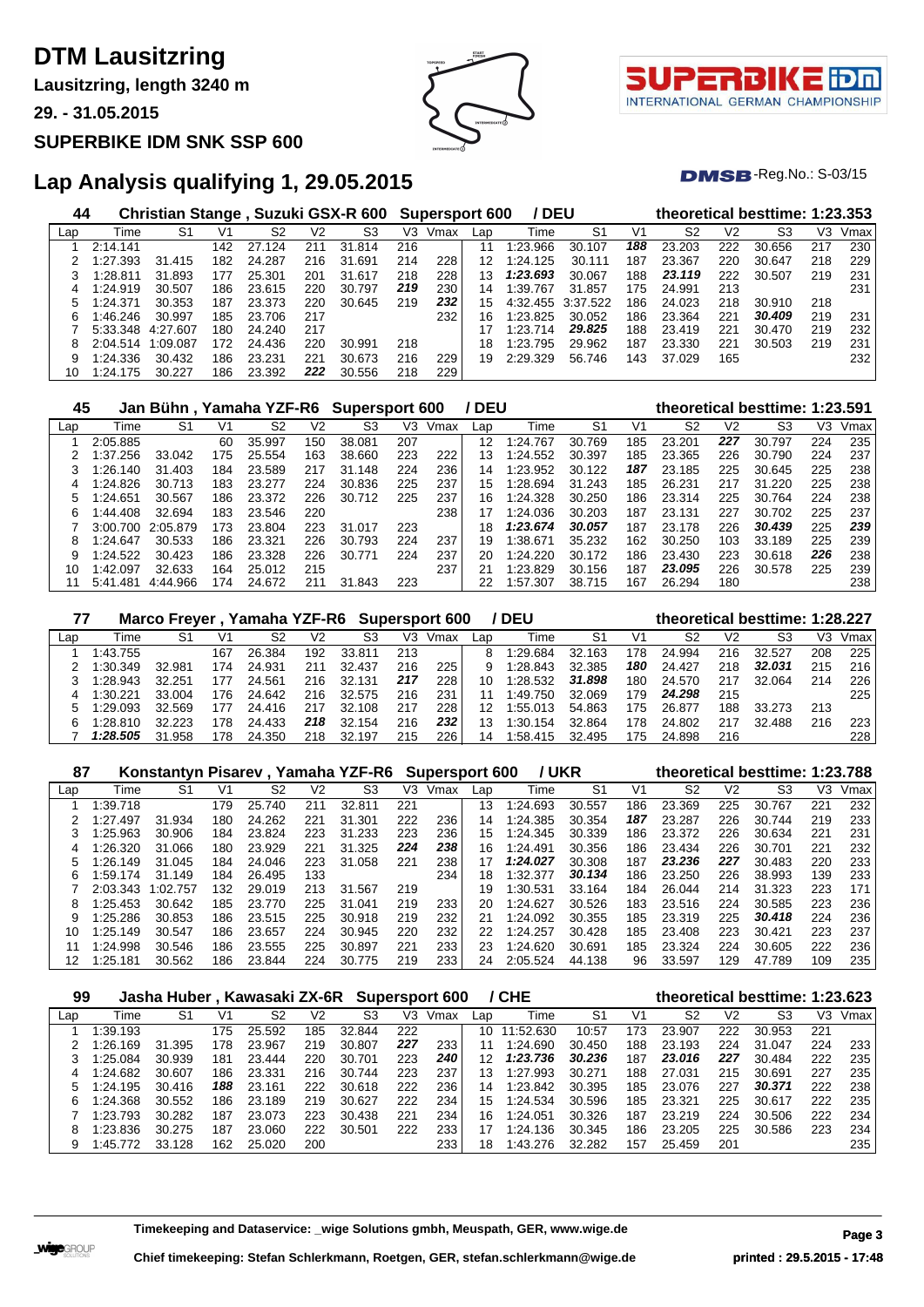# DTM Lausitzring

**Lausitzring, length 3240 m**

**29. - 31.05.2015**

**SUPERBIKE IDM SNK SSP 600**

## Lap Analysis qualifying 1, 29.05.2015

DMSB-Reg.No.: S-03/15

### 44 Christian Stange , Suzuki GSX-R 600 Supersport 600 / DEU — theoretical besttime: 1:23.353

| Lap | Time | S1 | V1 | S2 | V2 | S3 | V3 | Vmax | Lap | Time | S1 | V1 | S2 | V2 | S3 | V3 | Vmax |
|---|---|---|---|---|---|---|---|---|---|---|---|---|---|---|---|---|---|
| 1 | 2:14.141 | | 142 | 27.124 | 211 | 31.814 | 216 | | 11 | 1:23.966 | 30.107 | **188** | 23.203 | 222 | 30.656 | 217 | 230 |
| 2 | 1:27.393 | 31.415 | 182 | 24.287 | 216 | 31.691 | 214 | 228 | 12 | 1:24.125 | 30.111 | 187 | 23.367 | 220 | 30.647 | 218 | 229 |
| 3 | 1:28.811 | 31.893 | 177 | 25.301 | 201 | 31.617 | 218 | 228 | 13 | **1:23.693** | 30.067 | 188 | **23.119** | 222 | 30.507 | 219 | 231 |
| 4 | 1:24.919 | 30.507 | 186 | 23.615 | 220 | 30.797 | **219** | 230 | 14 | 1:39.767 | 31.857 | 175 | 24.991 | 213 | | | 231 |
| 5 | 1:24.371 | 30.353 | 187 | 23.373 | 220 | 30.645 | 219 | **232** | 15 | 4:32.455 | 3:37.522 | 186 | 24.023 | 218 | 30.910 | 218 | |
| 6 | 1:46.246 | 30.997 | 185 | 23.706 | 217 | | | 232 | 16 | 1:23.825 | 30.052 | 186 | 23.364 | 221 | **30.409** | 219 | 231 |
| 7 | 5:33.348 | 4:27.607 | 180 | 24.240 | 217 | | | | 17 | 1:23.714 | **29.825** | 188 | 23.419 | 221 | 30.470 | 219 | 232 |
| 8 | 2:04.514 | 1:09.087 | 172 | 24.436 | 220 | 30.991 | 218 | | 18 | 1:23.795 | 29.962 | 187 | 23.330 | 221 | 30.503 | 219 | 231 |
| 9 | 1:24.336 | 30.432 | 186 | 23.231 | 221 | 30.673 | 216 | 229 | 19 | 2:29.329 | 56.746 | 143 | 37.029 | 165 | | | 232 |
| 10 | 1:24.175 | 30.227 | 186 | 23.392 | **222** | 30.556 | 218 | 229 | | | | | | | | | |

### 45 Jan Bühn , Yamaha YZF-R6 Supersport 600 / DEU — theoretical besttime: 1:23.591

| Lap | Time | S1 | V1 | S2 | V2 | S3 | V3 | Vmax | Lap | Time | S1 | V1 | S2 | V2 | S3 | V3 | Vmax |
|---|---|---|---|---|---|---|---|---|---|---|---|---|---|---|---|---|---|
| 1 | 2:05.885 | | 60 | 35.997 | 150 | 38.081 | 207 | | 12 | 1:24.767 | 30.769 | 185 | 23.201 | **227** | 30.797 | 224 | 235 |
| 2 | 1:37.256 | 33.042 | 175 | 25.554 | 163 | 38.660 | 223 | 222 | 13 | 1:24.552 | 30.397 | 185 | 23.365 | 226 | 30.790 | 224 | 237 |
| 3 | 1:26.140 | 31.403 | 184 | 23.589 | 217 | 31.148 | 224 | 236 | 14 | 1:23.952 | 30.122 | **187** | 23.185 | 225 | 30.645 | 225 | 238 |
| 4 | 1:24.826 | 30.713 | 183 | 23.277 | 224 | 30.836 | 225 | 237 | 15 | 1:28.694 | 31.243 | 185 | 26.231 | 217 | 31.220 | 225 | 238 |
| 5 | 1:24.651 | 30.567 | 186 | 23.372 | 226 | 30.712 | 225 | 237 | 16 | 1:24.328 | 30.250 | 186 | 23.314 | 225 | 30.764 | 224 | 238 |
| 6 | 1:44.408 | 32.694 | 183 | 23.546 | 220 | | | 238 | 17 | 1:24.036 | 30.203 | 187 | 23.131 | 227 | 30.702 | 225 | 237 |
| 7 | 3:00.700 | 2:05.879 | 173 | 23.804 | 223 | 31.017 | 223 | | 18 | **1:23.674** | **30.057** | 187 | 23.178 | 226 | **30.439** | 225 | **239** |
| 8 | 1:24.647 | 30.533 | 186 | 23.321 | 226 | 30.793 | 224 | 237 | 19 | 1:38.671 | 35.232 | 162 | 30.250 | 103 | 33.189 | 225 | 239 |
| 9 | 1:24.522 | 30.423 | 186 | 23.328 | 226 | 30.771 | 224 | 237 | 20 | 1:24.220 | 30.172 | 186 | 23.430 | 223 | 30.618 | **226** | 238 |
| 10 | 1:42.097 | 32.633 | 164 | 25.012 | 215 | | | 237 | 21 | 1:23.829 | 30.156 | 187 | **23.095** | 226 | 30.578 | 225 | 239 |
| 11 | 5:41.481 | 4:44.966 | 174 | 24.672 | 211 | 31.843 | 223 | | 22 | 1:57.307 | 38.715 | 167 | 26.294 | 180 | | | 238 |

### 77 Marco Freyer , Yamaha YZF-R6 Supersport 600 / DEU — theoretical besttime: 1:28.227

| Lap | Time | S1 | V1 | S2 | V2 | S3 | V3 | Vmax | Lap | Time | S1 | V1 | S2 | V2 | S3 | V3 | Vmax |
|---|---|---|---|---|---|---|---|---|---|---|---|---|---|---|---|---|---|
| 1 | 1:43.755 | | 167 | 26.384 | 192 | 33.811 | 213 | | 8 | 1:29.684 | 32.163 | 178 | 24.994 | 216 | 32.527 | 208 | 225 |
| 2 | 1:30.349 | 32.981 | 174 | 24.931 | 211 | 32.437 | 216 | 225 | 9 | 1:28.843 | 32.385 | **180** | 24.427 | 218 | **32.031** | 215 | 216 |
| 3 | 1:28.943 | 32.251 | 177 | 24.561 | 216 | 32.131 | **217** | 228 | 10 | 1:28.532 | **31.898** | 180 | 24.570 | 217 | 32.064 | 214 | 226 |
| 4 | 1:30.221 | 33.004 | 176 | 24.642 | 216 | 32.575 | 216 | 231 | 11 | 1:49.750 | 32.069 | 179 | **24.298** | 215 | | | 225 |
| 5 | 1:29.093 | 32.569 | 177 | 24.416 | 217 | 32.108 | 217 | 228 | 12 | 1:55.013 | 54.863 | 175 | 26.877 | 188 | 33.273 | 213 | |
| 6 | 1:28.810 | 32.223 | 178 | 24.433 | **218** | 32.154 | 216 | **232** | 13 | 1:30.154 | 32.864 | 178 | 24.802 | 217 | 32.488 | 216 | 223 |
| 7 | **1:28.505** | 31.958 | 178 | 24.350 | 218 | 32.197 | 215 | 226 | 14 | 1:58.415 | 32.495 | 175 | 24.898 | 216 | | | 228 |

### 87 Konstantyn Pisarev , Yamaha YZF-R6 Supersport 600 / UKR — theoretical besttime: 1:23.788

| Lap | Time | S1 | V1 | S2 | V2 | S3 | V3 | Vmax | Lap | Time | S1 | V1 | S2 | V2 | S3 | V3 | Vmax |
|---|---|---|---|---|---|---|---|---|---|---|---|---|---|---|---|---|---|
| 1 | 1:39.718 | | 179 | 25.740 | 211 | 32.811 | 221 | | 13 | 1:24.693 | 30.557 | 186 | 23.369 | 225 | 30.767 | 221 | 232 |
| 2 | 1:27.497 | 31.934 | 180 | 24.262 | 221 | 31.301 | 222 | 236 | 14 | 1:24.385 | 30.354 | **187** | 23.287 | 226 | 30.744 | 219 | 233 |
| 3 | 1:25.963 | 30.906 | 184 | 23.824 | 223 | 31.233 | 223 | 236 | 15 | 1:24.345 | 30.339 | 186 | 23.372 | 226 | 30.634 | 221 | 231 |
| 4 | 1:26.320 | 31.066 | 180 | 23.929 | 221 | 31.325 | **224** | **238** | 16 | 1:24.491 | 30.356 | 186 | 23.434 | 226 | 30.701 | 221 | 232 |
| 5 | 1:26.149 | 31.045 | 184 | 24.046 | 223 | 31.058 | 221 | 238 | 17 | **1:24.027** | 30.308 | 187 | **23.236** | **227** | 30.483 | 220 | 233 |
| 6 | 1:59.174 | 31.149 | 184 | 26.495 | 133 | | | 234 | 18 | 1:32.377 | **30.134** | 186 | 23.250 | 226 | 38.993 | 139 | 233 |
| 7 | 2:03.343 | 1:02.757 | 132 | 29.019 | 213 | 31.567 | 219 | | 19 | 1:30.531 | 33.164 | 184 | 26.044 | 214 | 31.323 | 223 | 171 |
| 8 | 1:25.453 | 30.642 | 185 | 23.770 | 225 | 31.041 | 219 | 233 | 20 | 1:24.627 | 30.526 | 183 | 23.516 | 224 | 30.585 | 223 | 236 |
| 9 | 1:25.286 | 30.853 | 186 | 23.515 | 225 | 30.918 | 219 | 232 | 21 | 1:24.092 | 30.355 | 185 | 23.319 | 225 | **30.418** | 224 | 236 |
| 10 | 1:25.149 | 30.547 | 186 | 23.657 | 224 | 30.945 | 220 | 232 | 22 | 1:24.257 | 30.428 | 185 | 23.408 | 223 | 30.421 | 223 | 237 |
| 11 | 1:24.998 | 30.546 | 186 | 23.555 | 225 | 30.897 | 221 | 233 | 23 | 1:24.620 | 30.691 | 185 | 23.324 | 224 | 30.605 | 222 | 236 |
| 12 | 1:25.181 | 30.562 | 186 | 23.844 | 224 | 30.775 | 219 | 233 | 24 | 2:05.524 | 44.138 | 96 | 33.597 | 129 | 47.789 | 109 | 235 |

### 99 Jasha Huber , Kawasaki ZX-6R Supersport 600 / CHE — theoretical besttime: 1:23.623

| Lap | Time | S1 | V1 | S2 | V2 | S3 | V3 | Vmax | Lap | Time | S1 | V1 | S2 | V2 | S3 | V3 | Vmax |
|---|---|---|---|---|---|---|---|---|---|---|---|---|---|---|---|---|---|
| 1 | 1:39.193 | | 175 | 25.592 | 185 | 32.844 | 222 | | 10 | 11:52.630 | 10:57 | 173 | 23.907 | 222 | 30.953 | 221 | |
| 2 | 1:26.169 | 31.395 | 178 | 23.967 | 219 | 30.807 | **227** | 233 | 11 | 1:24.690 | 30.450 | 188 | 23.193 | 224 | 31.047 | 224 | 233 |
| 3 | 1:25.084 | 30.939 | 181 | 23.444 | 220 | 30.701 | 223 | **240** | 12 | **1:23.736** | **30.236** | 187 | **23.016** | **227** | 30.484 | 222 | 235 |
| 4 | 1:24.682 | 30.607 | 186 | 23.331 | 216 | 30.744 | 223 | 237 | 13 | 1:27.993 | 30.271 | 188 | 27.031 | 215 | 30.691 | 227 | 235 |
| 5 | 1:24.195 | 30.416 | **188** | 23.161 | 222 | 30.618 | 222 | 236 | 14 | 1:23.842 | 30.395 | 185 | 23.076 | 227 | **30.371** | 222 | 238 |
| 6 | 1:24.368 | 30.552 | 186 | 23.189 | 219 | 30.627 | 222 | 234 | 15 | 1:24.534 | 30.596 | 185 | 23.321 | 225 | 30.617 | 222 | 235 |
| 7 | 1:23.793 | 30.282 | 187 | 23.073 | 223 | 30.438 | 221 | 234 | 16 | 1:24.051 | 30.326 | 187 | 23.219 | 224 | 30.506 | 222 | 234 |
| 8 | 1:23.836 | 30.275 | 187 | 23.060 | 222 | 30.501 | 222 | 233 | 17 | 1:24.136 | 30.345 | 186 | 23.205 | 225 | 30.586 | 223 | 234 |
| 9 | 1:45.772 | 33.128 | 162 | 25.020 | 200 | | | 233 | 18 | 1:43.276 | 32.282 | 157 | 25.459 | 201 | | | 235 |

**Timekeeping and Dataservice: _wige Solutions gmbh, Meuspath, GER, www.wige.de**

**Chief timekeeping: Stefan Schlerkmann, Roetgen, GER, stefan.schlerkmann@wige.de**

**printed : 29.5.2015 - 17:48**